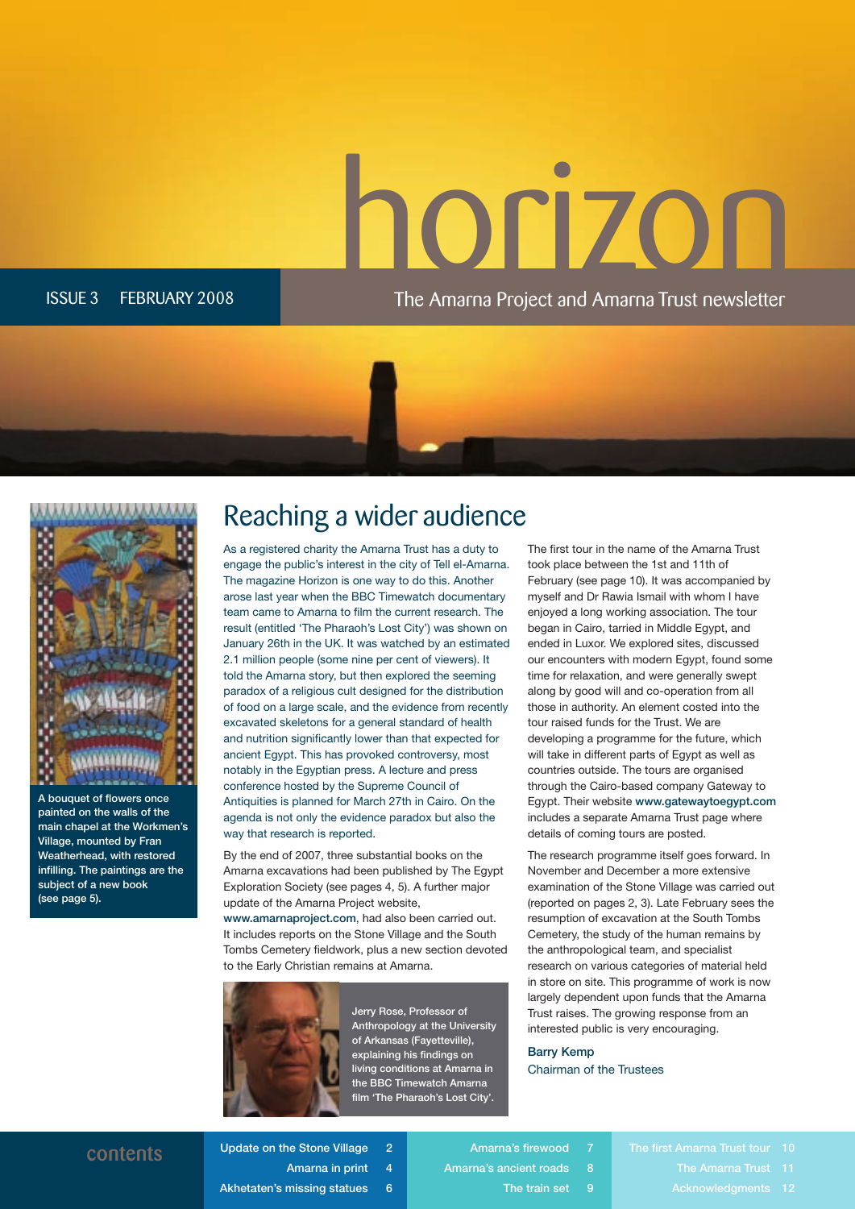# horizon

ISSUE 3 FEBRUARY 2008

The Amarna Project and Amarna Trust newsletter

A bouquet of flowers once painted on the walls of the main chapel at the Workmen's Village, mounted by Fran Weatherhead, with restored infilling. The paintings are the subject of a new book (see page 5).

## Reaching a wider audience

As a registered charity the Amarna Trust has a duty to engage the public's interest in the city of Tell el-Amarna. The magazine Horizon is one way to do this. Another arose last year when the BBC Timewatch documentary team came to Amarna to film the current research. The result (entitled 'The Pharaoh's Lost City') was shown on January 26th in the UK. It was watched by an estimated 2.1 million people (some nine per cent of viewers). It told the Amarna story, but then explored the seeming paradox of a religious cult designed for the distribution of food on a large scale, and the evidence from recently excavated skeletons for a general standard of health and nutrition significantly lower than that expected for ancient Egypt. This has provoked controversy, most notably in the Egyptian press. A lecture and press conference hosted by the Supreme Council of Antiquities is planned for March 27th in Cairo. On the agenda is not only the evidence paradox but also the way that research is reported.

By the end of 2007, three substantial books on the Amarna excavations had been published by The Egypt Exploration Society (see pages 4, 5). A further major update of the Amarna Project website, **www.amarnaproject.com**, had also been carried out. It includes reports on the Stone Village and the South Tombs Cemetery fieldwork, plus a new section devoted to the Early Christian remains at Amarna.

Jerry Rose, Professor of Anthropology at the University of Arkansas (Fayetteville), explaining his findings on living conditions at Amarna in the BBC Timewatch Amarna film 'The Pharaoh's Lost City'.

The first tour in the name of the Amarna Trust took place between the 1st and 11th of February (see page 10). It was accompanied by myself and Dr Rawia Ismail with whom I have enjoyed a long working association. The tour began in Cairo, tarried in Middle Egypt, and ended in Luxor. We explored sites, discussed our encounters with modern Egypt, found some time for relaxation, and were generally swept along by good will and co-operation from all those in authority. An element costed into the tour raised funds for the Trust. We are developing a programme for the future, which will take in different parts of Egypt as well as countries outside. The tours are organised through the Cairo-based company Gateway to Egypt. Their website **www.gatewaytoegypt.com** includes a separate Amarna Trust page where details of coming tours are posted.

The research programme itself goes forward. In November and December a more extensive examination of the Stone Village was carried out (reported on pages 2, 3). Late February sees the resumption of excavation at the South Tombs Cemetery, the study of the human remains by the anthropological team, and specialist research on various categories of material held in store on site. This programme of work is now largely dependent upon funds that the Amarna Trust raises. The growing response from an interested public is very encouraging.

**Barry Kemp**
Chairman of the Trustees

## contents

| | |
|---|---|
| Update on the Stone Village | 2 |
| Amarna in print | 4 |
| Akhetaten's missing statues | 6 |
| Amarna's firewood | 7 |
| Amarna's ancient roads | 8 |
| The train set | 9 |
| The first Amarna Trust tour | 10 |
| The Amarna Trust | 11 |
| Acknowledgments | 12 |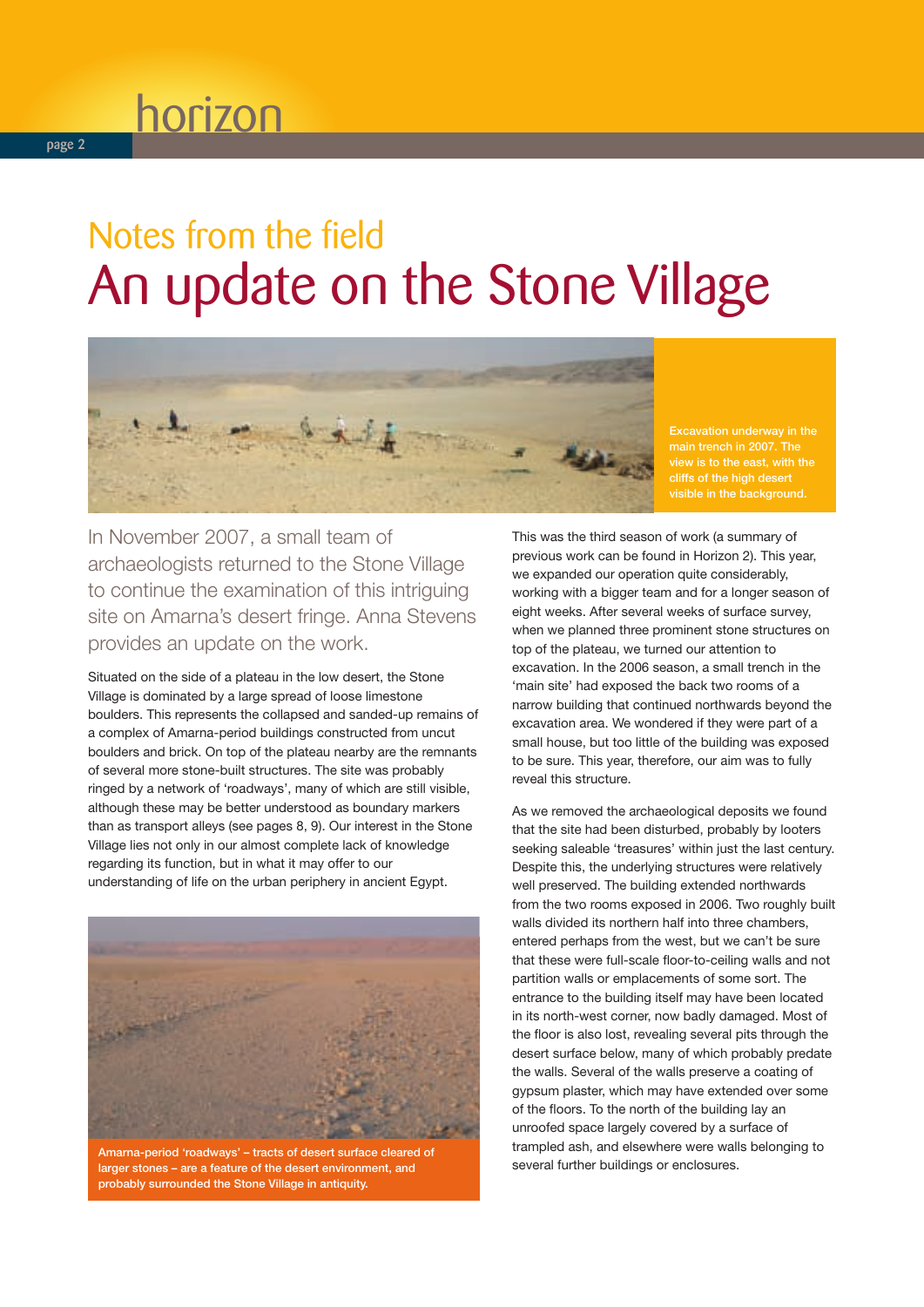# Notes from the field

## An update on the Stone Village

Excavation underway in the main trench in 2007. The view is to the east, with the cliffs of the high desert visible in the background.

In November 2007, a small team of archaeologists returned to the Stone Village to continue the examination of this intriguing site on Amarna's desert fringe. Anna Stevens provides an update on the work.

Situated on the side of a plateau in the low desert, the Stone Village is dominated by a large spread of loose limestone boulders. This represents the collapsed and sanded-up remains of a complex of Amarna-period buildings constructed from uncut boulders and brick. On top of the plateau nearby are the remnants of several more stone-built structures. The site was probably ringed by a network of 'roadways', many of which are still visible, although these may be better understood as boundary markers than as transport alleys (see pages 8, 9). Our interest in the Stone Village lies not only in our almost complete lack of knowledge regarding its function, but in what it may offer to our understanding of life on the urban periphery in ancient Egypt.

Amarna-period 'roadways' – tracts of desert surface cleared of larger stones – are a feature of the desert environment, and probably surrounded the Stone Village in antiquity.

This was the third season of work (a summary of previous work can be found in Horizon 2). This year, we expanded our operation quite considerably, working with a bigger team and for a longer season of eight weeks. After several weeks of surface survey, when we planned three prominent stone structures on top of the plateau, we turned our attention to excavation. In the 2006 season, a small trench in the 'main site' had exposed the back two rooms of a narrow building that continued northwards beyond the excavation area. We wondered if they were part of a small house, but too little of the building was exposed to be sure. This year, therefore, our aim was to fully reveal this structure.

As we removed the archaeological deposits we found that the site had been disturbed, probably by looters seeking saleable 'treasures' within just the last century. Despite this, the underlying structures were relatively well preserved. The building extended northwards from the two rooms exposed in 2006. Two roughly built walls divided its northern half into three chambers, entered perhaps from the west, but we can't be sure that these were full-scale floor-to-ceiling walls and not partition walls or emplacements of some sort. The entrance to the building itself may have been located in its north-west corner, now badly damaged. Most of the floor is also lost, revealing several pits through the desert surface below, many of which probably predate the walls. Several of the walls preserve a coating of gypsum plaster, which may have extended over some of the floors. To the north of the building lay an unroofed space largely covered by a surface of trampled ash, and elsewhere were walls belonging to several further buildings or enclosures.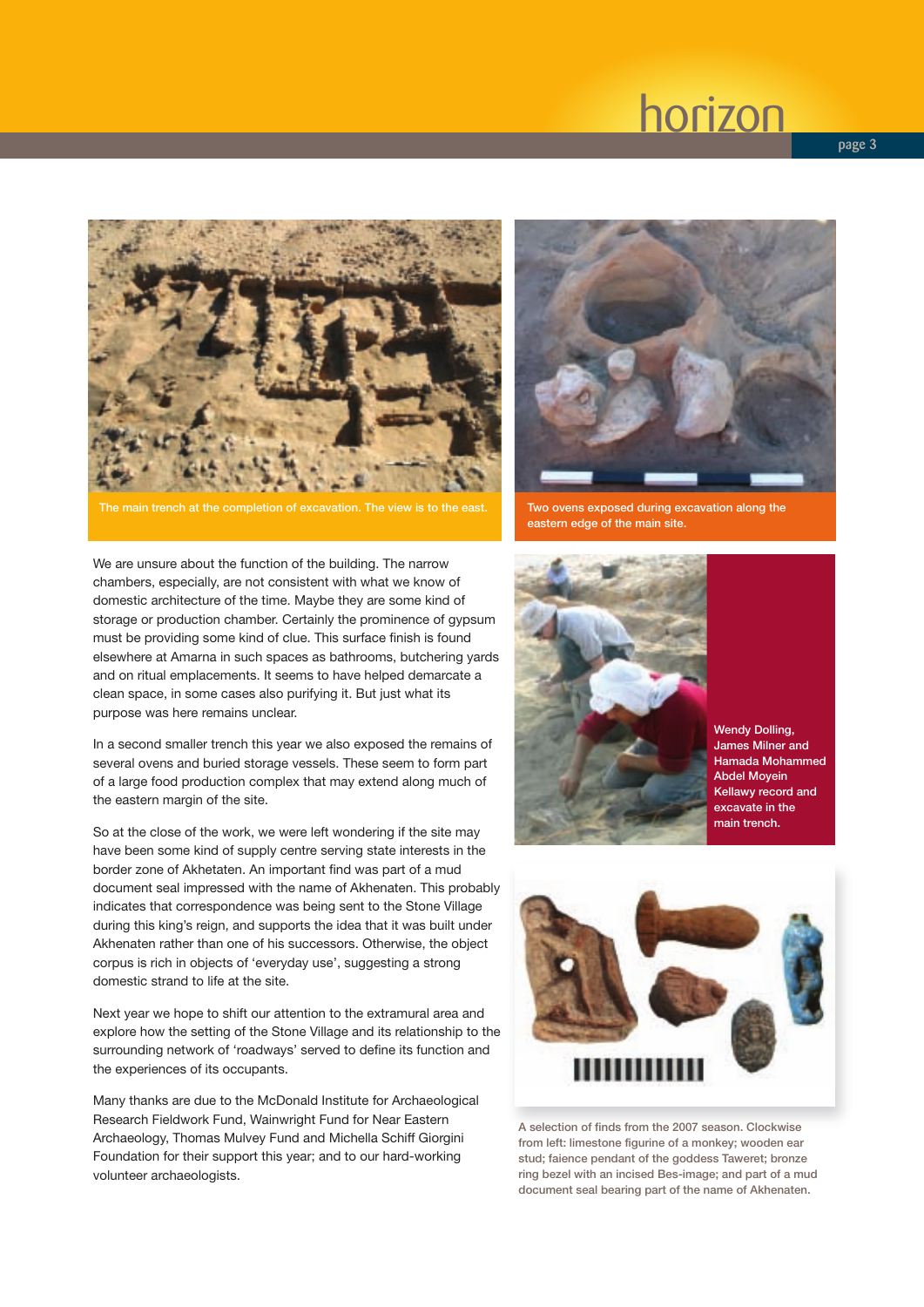The main trench at the completion of excavation. The view is to the east.

Two ovens exposed during excavation along the eastern edge of the main site.

We are unsure about the function of the building. The narrow chambers, especially, are not consistent with what we know of domestic architecture of the time. Maybe they are some kind of storage or production chamber. Certainly the prominence of gypsum must be providing some kind of clue. This surface finish is found elsewhere at Amarna in such spaces as bathrooms, butchering yards and on ritual emplacements. It seems to have helped demarcate a clean space, in some cases also purifying it. But just what its purpose was here remains unclear.

In a second smaller trench this year we also exposed the remains of several ovens and buried storage vessels. These seem to form part of a large food production complex that may extend along much of the eastern margin of the site.

So at the close of the work, we were left wondering if the site may have been some kind of supply centre serving state interests in the border zone of Akhetaten. An important find was part of a mud document seal impressed with the name of Akhenaten. This probably indicates that correspondence was being sent to the Stone Village during this king's reign, and supports the idea that it was built under Akhenaten rather than one of his successors. Otherwise, the object corpus is rich in objects of 'everyday use', suggesting a strong domestic strand to life at the site.

Next year we hope to shift our attention to the extramural area and explore how the setting of the Stone Village and its relationship to the surrounding network of 'roadways' served to define its function and the experiences of its occupants.

Many thanks are due to the McDonald Institute for Archaeological Research Fieldwork Fund, Wainwright Fund for Near Eastern Archaeology, Thomas Mulvey Fund and Michella Schiff Giorgini Foundation for their support this year; and to our hard-working volunteer archaeologists.

Wendy Dolling, James Milner and Hamada Mohammed Abdel Moyein Kellawy record and excavate in the main trench.

A selection of finds from the 2007 season. Clockwise from left: limestone figurine of a monkey; wooden ear stud; faience pendant of the goddess Taweret; bronze ring bezel with an incised Bes-image; and part of a mud document seal bearing part of the name of Akhenaten.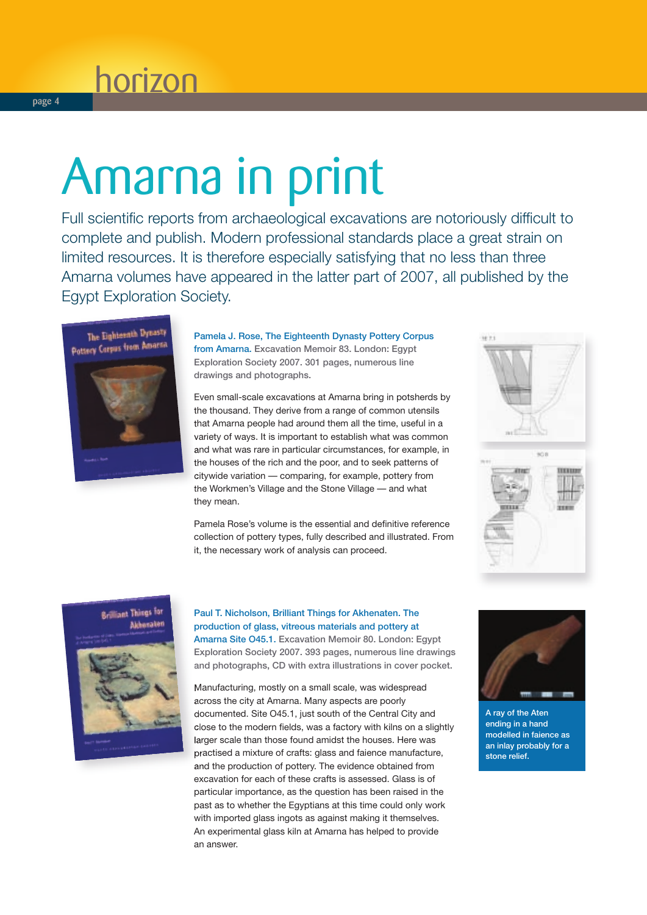# Amarna in print

Full scientific reports from archaeological excavations are notoriously difficult to complete and publish. Modern professional standards place a great strain on limited resources. It is therefore especially satisfying that no less than three Amarna volumes have appeared in the latter part of 2007, all published by the Egypt Exploration Society.

**Pamela J. Rose, The Eighteenth Dynasty Pottery Corpus from Amarna.** Excavation Memoir 83. London: Egypt Exploration Society 2007. 301 pages, numerous line drawings and photographs.

Even small-scale excavations at Amarna bring in potsherds by the thousand. They derive from a range of common utensils that Amarna people had around them all the time, useful in a variety of ways. It is important to establish what was common and what was rare in particular circumstances, for example, in the houses of the rich and the poor, and to seek patterns of citywide variation — comparing, for example, pottery from the Workmen's Village and the Stone Village — and what they mean.

Pamela Rose's volume is the essential and definitive reference collection of pottery types, fully described and illustrated. From it, the necessary work of analysis can proceed.

**Paul T. Nicholson, Brilliant Things for Akhenaten. The production of glass, vitreous materials and pottery at Amarna Site O45.1.** Excavation Memoir 80. London: Egypt Exploration Society 2007. 393 pages, numerous line drawings and photographs, CD with extra illustrations in cover pocket.

Manufacturing, mostly on a small scale, was widespread across the city at Amarna. Many aspects are poorly documented. Site O45.1, just south of the Central City and close to the modern fields, was a factory with kilns on a slightly larger scale than those found amidst the houses. Here was practised a mixture of crafts: glass and faience manufacture, and the production of pottery. The evidence obtained from excavation for each of these crafts is assessed. Glass is of particular importance, as the question has been raised in the past as to whether the Egyptians at this time could only work with imported glass ingots as against making it themselves. An experimental glass kiln at Amarna has helped to provide an answer.

A ray of the Aten ending in a hand modelled in faience as an inlay probably for a stone relief.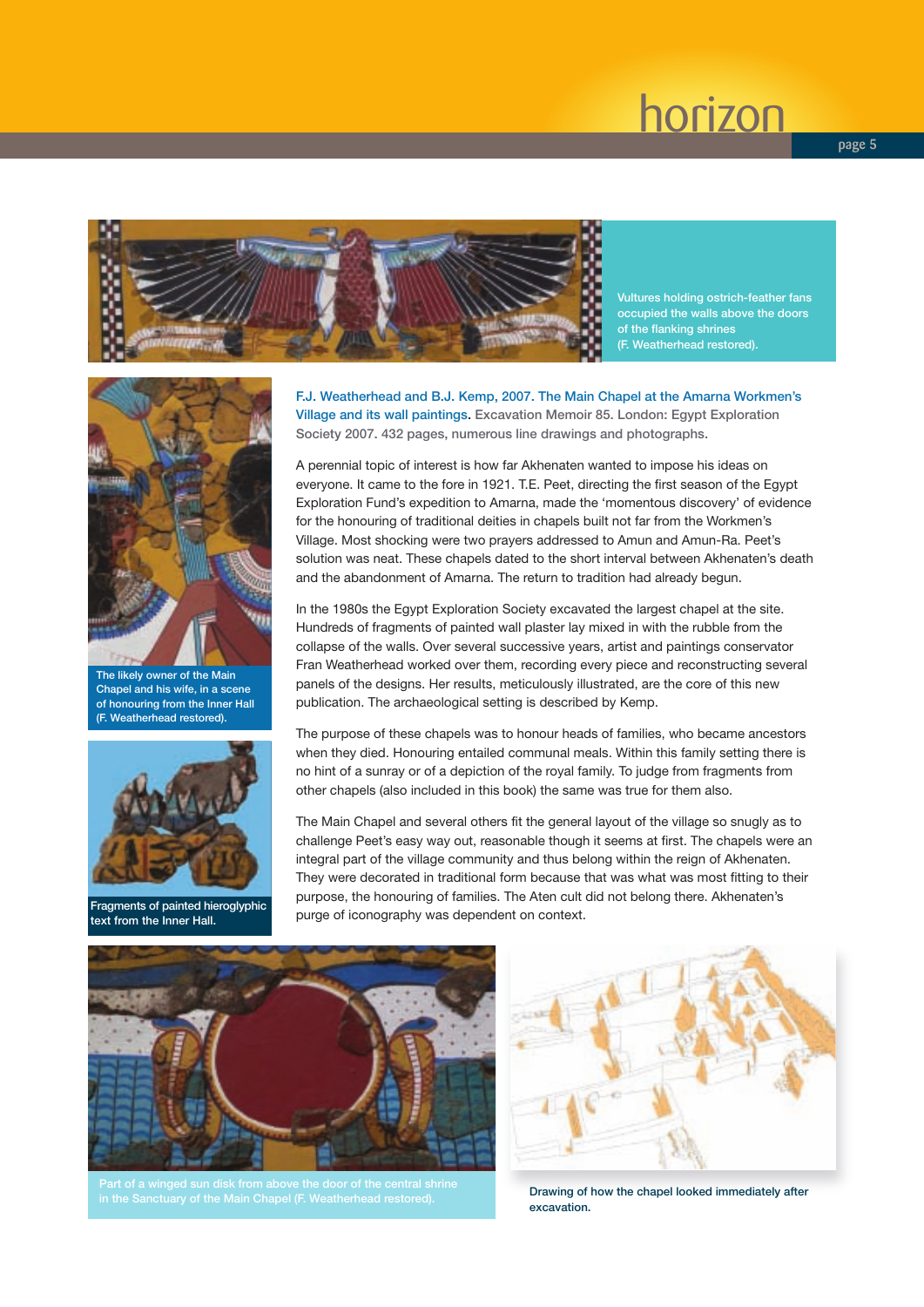Vultures holding ostrich-feather fans occupied the walls above the doors of the flanking shrines (F. Weatherhead restored).

The likely owner of the Main Chapel and his wife, in a scene of honouring from the Inner Hall (F. Weatherhead restored).

Fragments of painted hieroglyphic text from the Inner Hall.

**F.J. Weatherhead and B.J. Kemp, 2007. The Main Chapel at the Amarna Workmen's Village and its wall paintings.** Excavation Memoir 85. London: Egypt Exploration Society 2007. 432 pages, numerous line drawings and photographs.

A perennial topic of interest is how far Akhenaten wanted to impose his ideas on everyone. It came to the fore in 1921. T.E. Peet, directing the first season of the Egypt Exploration Fund's expedition to Amarna, made the 'momentous discovery' of evidence for the honouring of traditional deities in chapels built not far from the Workmen's Village. Most shocking were two prayers addressed to Amun and Amun-Ra. Peet's solution was neat. These chapels dated to the short interval between Akhenaten's death and the abandonment of Amarna. The return to tradition had already begun.

In the 1980s the Egypt Exploration Society excavated the largest chapel at the site. Hundreds of fragments of painted wall plaster lay mixed in with the rubble from the collapse of the walls. Over several successive years, artist and paintings conservator Fran Weatherhead worked over them, recording every piece and reconstructing several panels of the designs. Her results, meticulously illustrated, are the core of this new publication. The archaeological setting is described by Kemp.

The purpose of these chapels was to honour heads of families, who became ancestors when they died. Honouring entailed communal meals. Within this family setting there is no hint of a sunray or of a depiction of the royal family. To judge from fragments from other chapels (also included in this book) the same was true for them also.

The Main Chapel and several others fit the general layout of the village so snugly as to challenge Peet's easy way out, reasonable though it seems at first. The chapels were an integral part of the village community and thus belong within the reign of Akhenaten. They were decorated in traditional form because that was what was most fitting to their purpose, the honouring of families. The Aten cult did not belong there. Akhenaten's purge of iconography was dependent on context.

Part of a winged sun disk from above the door of the central shrine in the Sanctuary of the Main Chapel (F. Weatherhead restored).

Drawing of how the chapel looked immediately after excavation.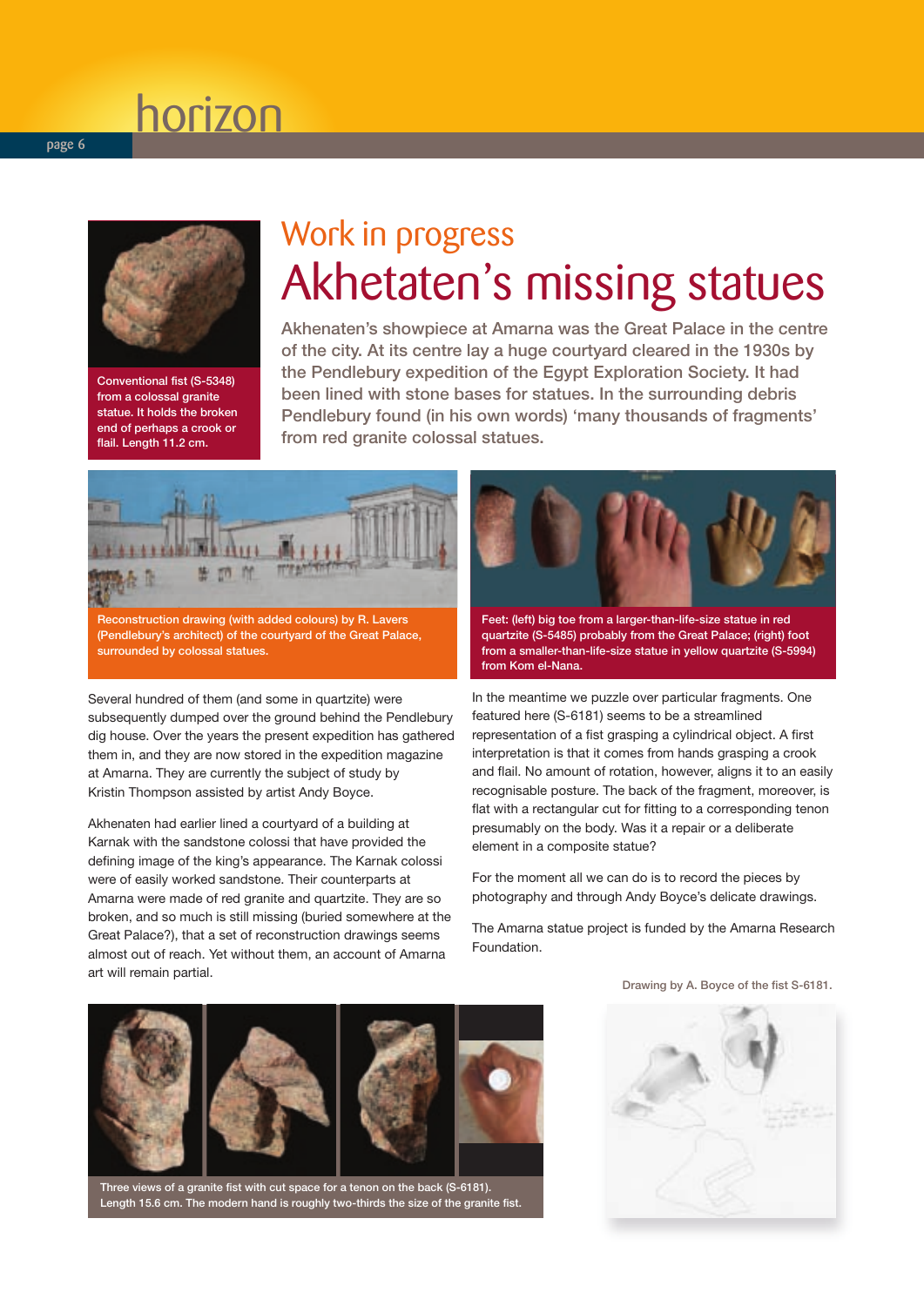Conventional fist (S-5348) from a colossal granite statue. It holds the broken end of perhaps a crook or flail. Length 11.2 cm.

## Work in progress

# Akhetaten's missing statues

Akhenaten's showpiece at Amarna was the Great Palace in the centre of the city. At its centre lay a huge courtyard cleared in the 1930s by the Pendlebury expedition of the Egypt Exploration Society. It had been lined with stone bases for statues. In the surrounding debris Pendlebury found (in his own words) 'many thousands of fragments' from red granite colossal statues.

Reconstruction drawing (with added colours) by R. Lavers (Pendlebury's architect) of the courtyard of the Great Palace, surrounded by colossal statues.

Feet: (left) big toe from a larger-than-life-size statue in red quartzite (S-5485) probably from the Great Palace; (right) foot from a smaller-than-life-size statue in yellow quartzite (S-5994) from Kom el-Nana.

Several hundred of them (and some in quartzite) were subsequently dumped over the ground behind the Pendlebury dig house. Over the years the present expedition has gathered them in, and they are now stored in the expedition magazine at Amarna. They are currently the subject of study by Kristin Thompson assisted by artist Andy Boyce.

Akhenaten had earlier lined a courtyard of a building at Karnak with the sandstone colossi that have provided the defining image of the king's appearance. The Karnak colossi were of easily worked sandstone. Their counterparts at Amarna were made of red granite and quartzite. They are so broken, and so much is still missing (buried somewhere at the Great Palace?), that a set of reconstruction drawings seems almost out of reach. Yet without them, an account of Amarna art will remain partial.

In the meantime we puzzle over particular fragments. One featured here (S-6181) seems to be a streamlined representation of a fist grasping a cylindrical object. A first interpretation is that it comes from hands grasping a crook and flail. No amount of rotation, however, aligns it to an easily recognisable posture. The back of the fragment, moreover, is flat with a rectangular cut for fitting to a corresponding tenon presumably on the body. Was it a repair or a deliberate element in a composite statue?

For the moment all we can do is to record the pieces by photography and through Andy Boyce's delicate drawings.

The Amarna statue project is funded by the Amarna Research Foundation.

Drawing by A. Boyce of the fist S-6181.

Three views of a granite fist with cut space for a tenon on the back (S-6181). Length 15.6 cm. The modern hand is roughly two-thirds the size of the granite fist.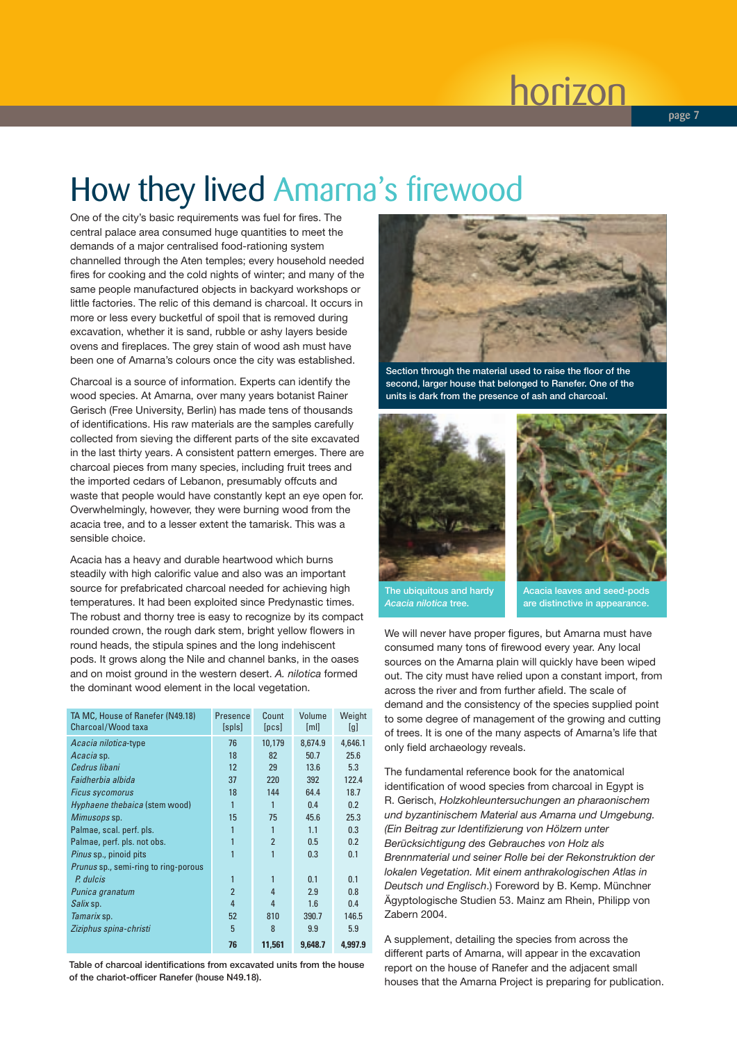# How they lived Amarna's firewood

One of the city's basic requirements was fuel for fires. The central palace area consumed huge quantities to meet the demands of a major centralised food-rationing system channelled through the Aten temples; every household needed fires for cooking and the cold nights of winter; and many of the same people manufactured objects in backyard workshops or little factories. The relic of this demand is charcoal. It occurs in more or less every bucketful of spoil that is removed during excavation, whether it is sand, rubble or ashy layers beside ovens and fireplaces. The grey stain of wood ash must have been one of Amarna's colours once the city was established.

Charcoal is a source of information. Experts can identify the wood species. At Amarna, over many years botanist Rainer Gerisch (Free University, Berlin) has made tens of thousands of identifications. His raw materials are the samples carefully collected from sieving the different parts of the site excavated in the last thirty years. A consistent pattern emerges. There are charcoal pieces from many species, including fruit trees and the imported cedars of Lebanon, presumably offcuts and waste that people would have constantly kept an eye open for. Overwhelmingly, however, they were burning wood from the acacia tree, and to a lesser extent the tamarisk. This was a sensible choice.

Acacia has a heavy and durable heartwood which burns steadily with high calorific value and also was an important source for prefabricated charcoal needed for achieving high temperatures. It had been exploited since Predynastic times. The robust and thorny tree is easy to recognize by its compact rounded crown, the rough dark stem, bright yellow flowers in round heads, the stipula spines and the long indehiscent pods. It grows along the Nile and channel banks, in the oases and on moist ground in the western desert. *A. nilotica* formed the dominant wood element in the local vegetation.

| TA MC, House of Ranefer (N49.18) Charcoal/Wood taxa | Presence [spls] | Count [pcs] | Volume [ml] | Weight [g] |
|---|---|---|---|---|
| *Acacia nilotica*-type | 76 | 10,179 | 8,674.9 | 4,646.1 |
| *Acacia* sp. | 18 | 82 | 50.7 | 25.6 |
| *Cedrus libani* | 12 | 29 | 13.6 | 5.3 |
| *Faidherbia albida* | 37 | 220 | 392 | 122.4 |
| *Ficus sycomorus* | 18 | 144 | 64.4 | 18.7 |
| *Hyphaene thebaica* (stem wood) | 1 | 1 | 0.4 | 0.2 |
| *Mimusops* sp. | 15 | 75 | 45.6 | 25.3 |
| Palmae, scal. perf. pls. | 1 | 1 | 1.1 | 0.3 |
| Palmae, perf. pls. not obs. | 1 | 2 | 0.5 | 0.2 |
| *Pinus* sp., pinoid pits | 1 | 1 | 0.3 | 0.1 |
| *Prunus* sp., semi-ring to ring-porous *P. dulcis* | 1 | 1 | 0.1 | 0.1 |
| *Punica granatum* | 2 | 4 | 2.9 | 0.8 |
| *Salix* sp. | 4 | 4 | 1.6 | 0.4 |
| *Tamarix* sp. | 52 | 810 | 390.7 | 146.5 |
| *Ziziphus spina-christi* | 5 | 8 | 9.9 | 5.9 |
| | **76** | **11,561** | **9,648.7** | **4,997.9** |

Table of charcoal identifications from excavated units from the house of the chariot-officer Ranefer (house N49.18).

Section through the material used to raise the floor of the second, larger house that belonged to Ranefer. One of the units is dark from the presence of ash and charcoal.

The ubiquitous and hardy *Acacia nilotica* tree.

Acacia leaves and seed-pods are distinctive in appearance.

We will never have proper figures, but Amarna must have consumed many tons of firewood every year. Any local sources on the Amarna plain will quickly have been wiped out. The city must have relied upon a constant import, from across the river and from further afield. The scale of demand and the consistency of the species supplied point to some degree of management of the growing and cutting of trees. It is one of the many aspects of Amarna's life that only field archaeology reveals.

The fundamental reference book for the anatomical identification of wood species from charcoal in Egypt is R. Gerisch, *Holzkohleuntersuchungen an pharaonischem und byzantinischem Material aus Amarna und Umgebung. (Ein Beitrag zur Identifizierung von Hölzern unter Berücksichtigung des Gebrauches von Holz als Brennmaterial und seiner Rolle bei der Rekonstruktion der lokalen Vegetation. Mit einem anthrakologischen Atlas in Deutsch und Englisch.)* Foreword by B. Kemp. Münchner Ägyptologische Studien 53. Mainz am Rhein, Philipp von Zabern 2004.

A supplement, detailing the species from across the different parts of Amarna, will appear in the excavation report on the house of Ranefer and the adjacent small houses that the Amarna Project is preparing for publication.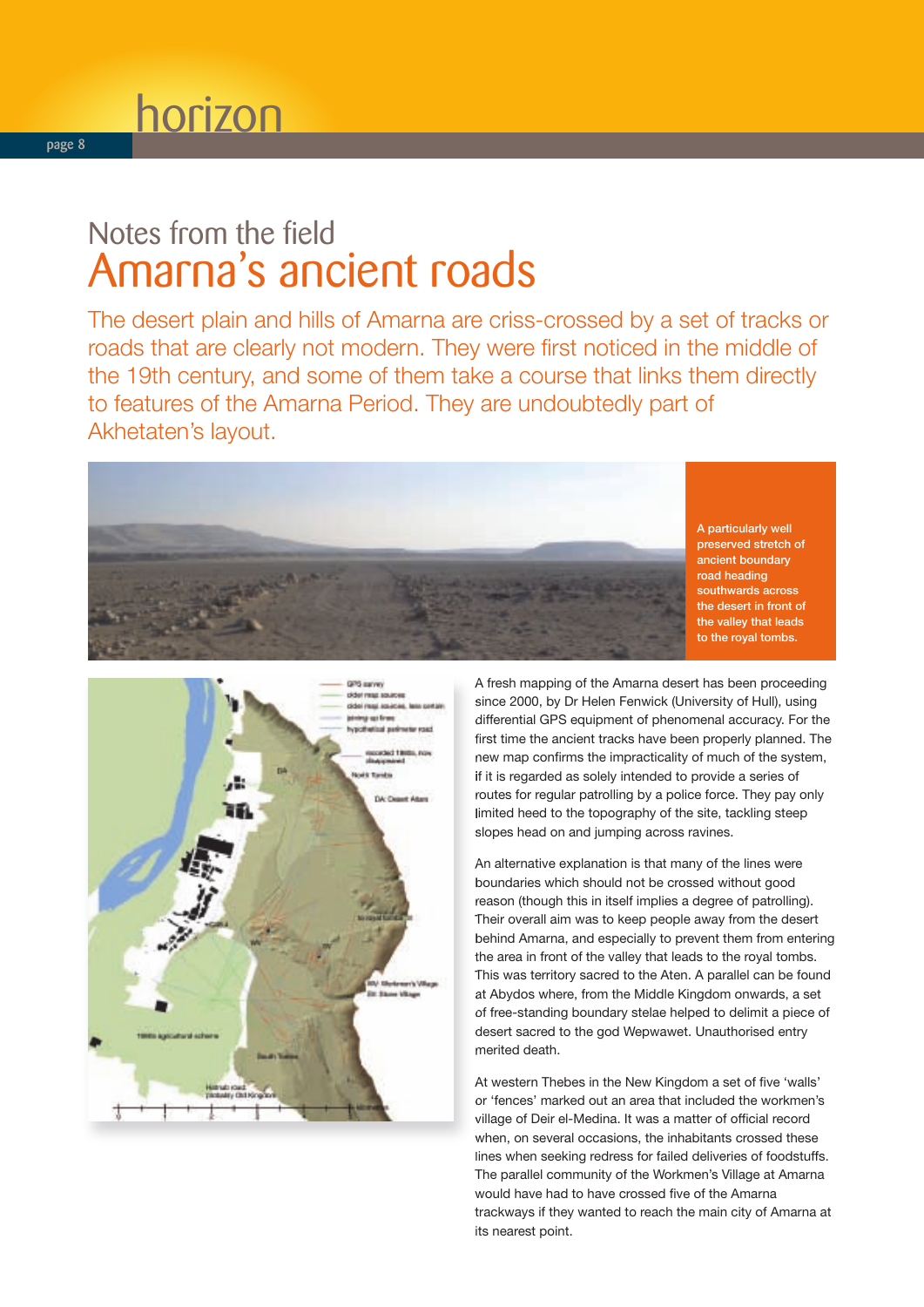## Notes from the field

# Amarna's ancient roads

The desert plain and hills of Amarna are criss-crossed by a set of tracks or roads that are clearly not modern. They were first noticed in the middle of the 19th century, and some of them take a course that links them directly to features of the Amarna Period. They are undoubtedly part of Akhetaten's layout.

A particularly well preserved stretch of ancient boundary road heading southwards across the desert in front of the valley that leads to the royal tombs.

A fresh mapping of the Amarna desert has been proceeding since 2000, by Dr Helen Fenwick (University of Hull), using differential GPS equipment of phenomenal accuracy. For the first time the ancient tracks have been properly planned. The new map confirms the impracticality of much of the system, if it is regarded as solely intended to provide a series of routes for regular patrolling by a police force. They pay only limited heed to the topography of the site, tackling steep slopes head on and jumping across ravines.

An alternative explanation is that many of the lines were boundaries which should not be crossed without good reason (though this in itself implies a degree of patrolling). Their overall aim was to keep people away from the desert behind Amarna, and especially to prevent them from entering the area in front of the valley that leads to the royal tombs. This was territory sacred to the Aten. A parallel can be found at Abydos where, from the Middle Kingdom onwards, a set of free-standing boundary stelae helped to delimit a piece of desert sacred to the god Wepwawet. Unauthorised entry merited death.

At western Thebes in the New Kingdom a set of five 'walls' or 'fences' marked out an area that included the workmen's village of Deir el-Medina. It was a matter of official record when, on several occasions, the inhabitants crossed these lines when seeking redress for failed deliveries of foodstuffs. The parallel community of the Workmen's Village at Amarna would have had to have crossed five of the Amarna trackways if they wanted to reach the main city of Amarna at its nearest point.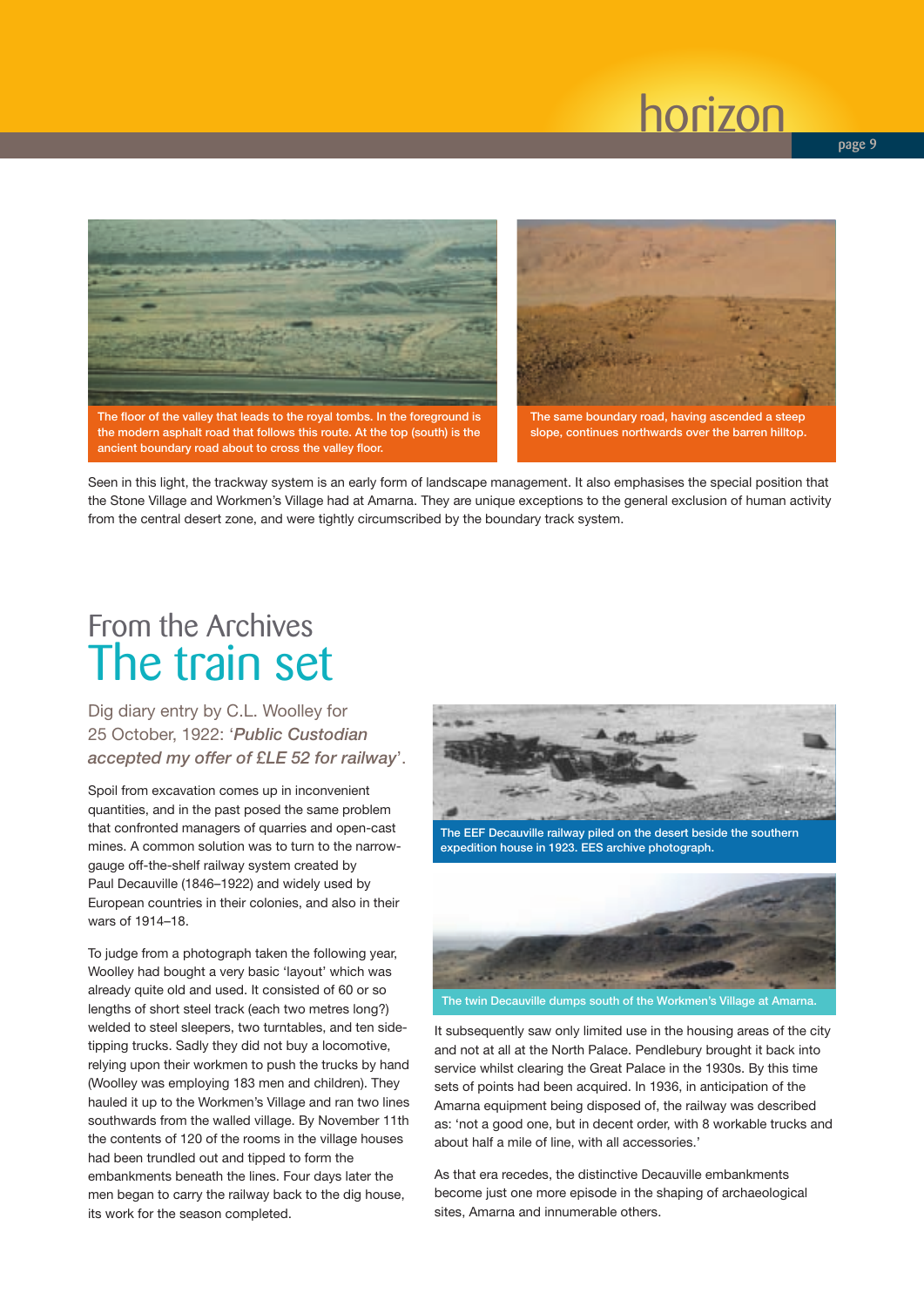The floor of the valley that leads to the royal tombs. In the foreground is the modern asphalt road that follows this route. At the top (south) is the ancient boundary road about to cross the valley floor.

The same boundary road, having ascended a steep slope, continues northwards over the barren hilltop.

Seen in this light, the trackway system is an early form of landscape management. It also emphasises the special position that the Stone Village and Workmen's Village had at Amarna. They are unique exceptions to the general exclusion of human activity from the central desert zone, and were tightly circumscribed by the boundary track system.

## From the Archives
# The train set

Dig diary entry by C.L. Woolley for 25 October, 1922: '*Public Custodian accepted my offer of £LE 52 for railway*'.

Spoil from excavation comes up in inconvenient quantities, and in the past posed the same problem that confronted managers of quarries and open-cast mines. A common solution was to turn to the narrow-gauge off-the-shelf railway system created by Paul Decauville (1846–1922) and widely used by European countries in their colonies, and also in their wars of 1914–18.

To judge from a photograph taken the following year, Woolley had bought a very basic 'layout' which was already quite old and used. It consisted of 60 or so lengths of short steel track (each two metres long?) welded to steel sleepers, two turntables, and ten side-tipping trucks. Sadly they did not buy a locomotive, relying upon their workmen to push the trucks by hand (Woolley was employing 183 men and children). They hauled it up to the Workmen's Village and ran two lines southwards from the walled village. By November 11th the contents of 120 of the rooms in the village houses had been trundled out and tipped to form the embankments beneath the lines. Four days later the men began to carry the railway back to the dig house, its work for the season completed.

The EEF Decauville railway piled on the desert beside the southern expedition house in 1923. EES archive photograph.

The twin Decauville dumps south of the Workmen's Village at Amarna.

It subsequently saw only limited use in the housing areas of the city and not at all at the North Palace. Pendlebury brought it back into service whilst clearing the Great Palace in the 1930s. By this time sets of points had been acquired. In 1936, in anticipation of the Amarna equipment being disposed of, the railway was described as: 'not a good one, but in decent order, with 8 workable trucks and about half a mile of line, with all accessories.'

As that era recedes, the distinctive Decauville embankments become just one more episode in the shaping of archaeological sites, Amarna and innumerable others.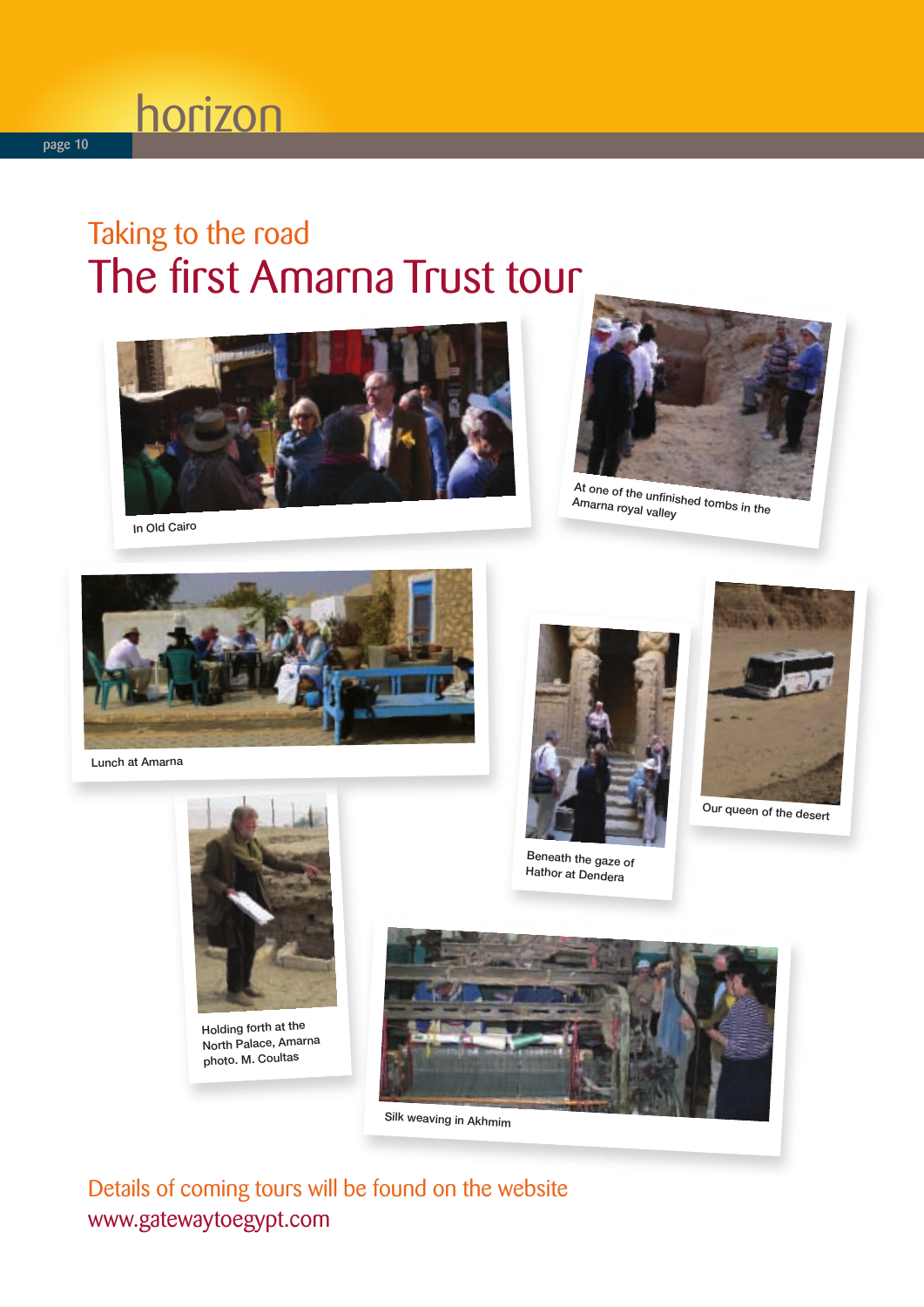## Taking to the road

# The first Amarna Trust tour

In Old Cairo

At one of the unfinished tombs in the Amarna royal valley

Lunch at Amarna

Beneath the gaze of Hathor at Dendera

Our queen of the desert

Holding forth at the North Palace, Amarna photo. M. Coultas

Silk weaving in Akhmim

Details of coming tours will be found on the website www.gatewaytoegypt.com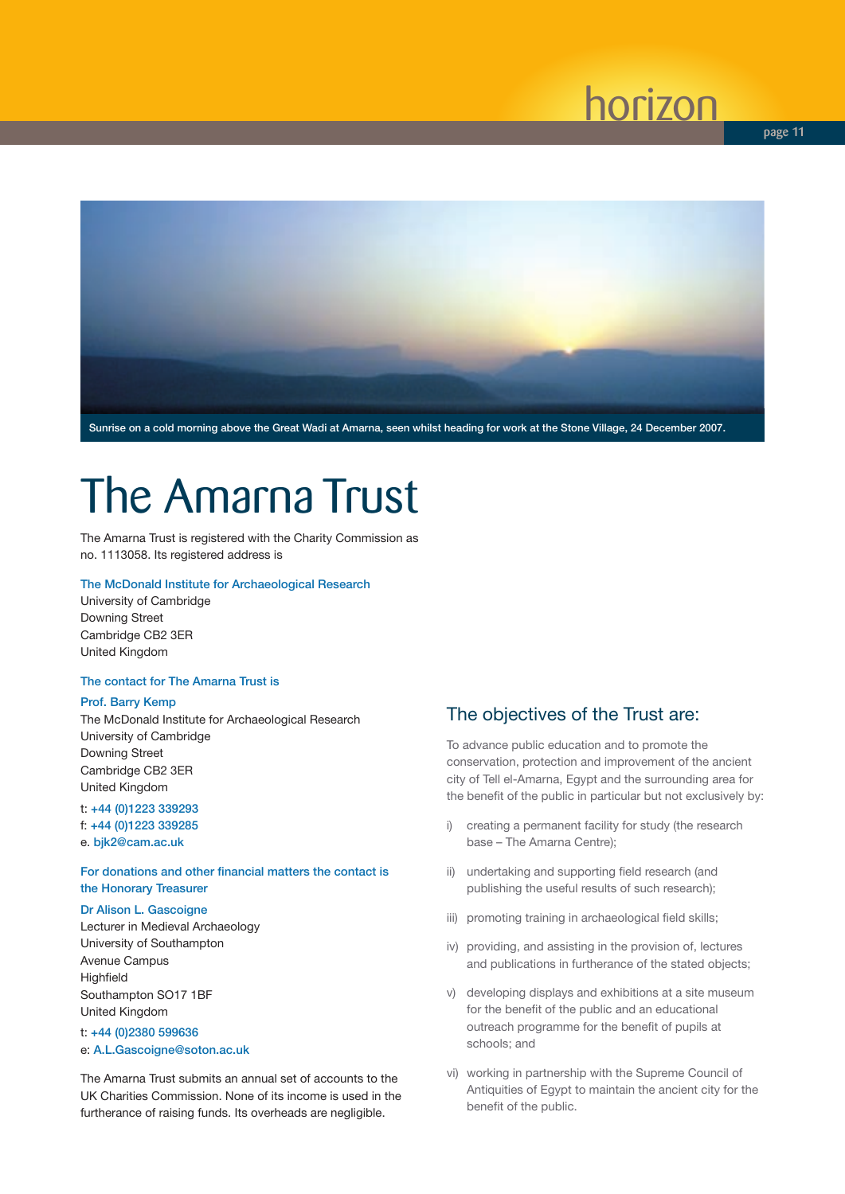Sunrise on a cold morning above the Great Wadi at Amarna, seen whilst heading for work at the Stone Village, 24 December 2007.

# The Amarna Trust

The Amarna Trust is registered with the Charity Commission as no. 1113058. Its registered address is

The McDonald Institute for Archaeological Research
University of Cambridge
Downing Street
Cambridge CB2 3ER
United Kingdom

The contact for The Amarna Trust is

Prof. Barry Kemp
The McDonald Institute for Archaeological Research
University of Cambridge
Downing Street
Cambridge CB2 3ER
United Kingdom

t: +44 (0)1223 339293
f: +44 (0)1223 339285
e. bjk2@cam.ac.uk

For donations and other financial matters the contact is the Honorary Treasurer

Dr Alison L. Gascoigne
Lecturer in Medieval Archaeology
University of Southampton
Avenue Campus
Highfield
Southampton SO17 1BF
United Kingdom

t: +44 (0)2380 599636
e: A.L.Gascoigne@soton.ac.uk

The Amarna Trust submits an annual set of accounts to the UK Charities Commission. None of its income is used in the furtherance of raising funds. Its overheads are negligible.

## The objectives of the Trust are:

To advance public education and to promote the conservation, protection and improvement of the ancient city of Tell el-Amarna, Egypt and the surrounding area for the benefit of the public in particular but not exclusively by:

i) creating a permanent facility for study (the research base – The Amarna Centre);

ii) undertaking and supporting field research (and publishing the useful results of such research);

iii) promoting training in archaeological field skills;

iv) providing, and assisting in the provision of, lectures and publications in furtherance of the stated objects;

v) developing displays and exhibitions at a site museum for the benefit of the public and an educational outreach programme for the benefit of pupils at schools; and

vi) working in partnership with the Supreme Council of Antiquities of Egypt to maintain the ancient city for the benefit of the public.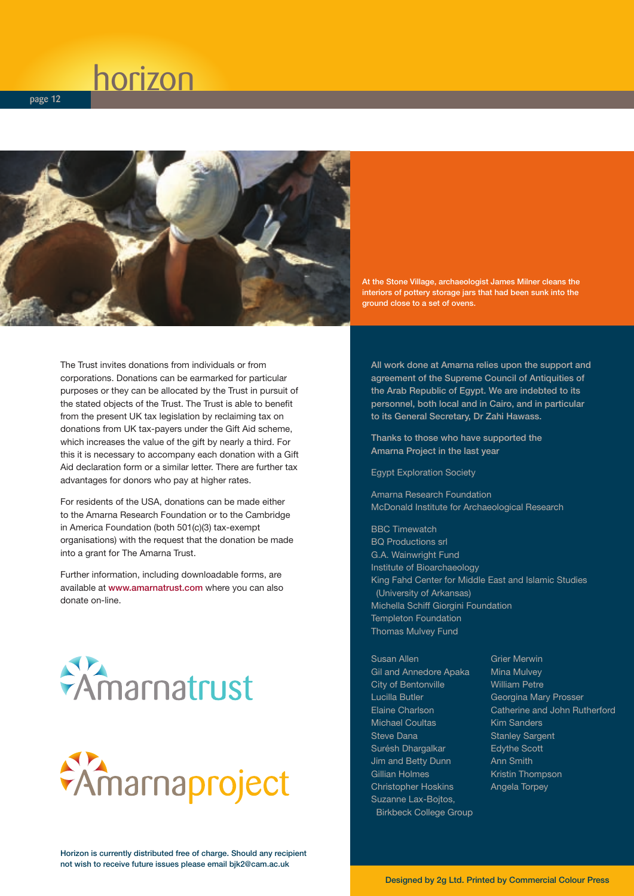At the Stone Village, archaeologist James Milner cleans the interiors of pottery storage jars that had been sunk into the ground close to a set of ovens.

The Trust invites donations from individuals or from corporations. Donations can be earmarked for particular purposes or they can be allocated by the Trust in pursuit of the stated objects of the Trust. The Trust is able to benefit from the present UK tax legislation by reclaiming tax on donations from UK tax-payers under the Gift Aid scheme, which increases the value of the gift by nearly a third. For this it is necessary to accompany each donation with a Gift Aid declaration form or a similar letter. There are further tax advantages for donors who pay at higher rates.

For residents of the USA, donations can be made either to the Amarna Research Foundation or to the Cambridge in America Foundation (both 501(c)(3) tax-exempt organisations) with the request that the donation be made into a grant for The Amarna Trust.

Further information, including downloadable forms, are available at www.amarnatrust.com where you can also donate on-line.

Amarnatrust

Amarnaproject

**All work done at Amarna relies upon the support and agreement of the Supreme Council of Antiquities of the Arab Republic of Egypt. We are indebted to its personnel, both local and in Cairo, and in particular to its General Secretary, Dr Zahi Hawass.**

**Thanks to those who have supported the Amarna Project in the last year**

Egypt Exploration Society

Amarna Research Foundation
McDonald Institute for Archaeological Research

BBC Timewatch
BQ Productions srl
G.A. Wainwright Fund
Institute of Bioarchaeology
King Fahd Center for Middle East and Islamic Studies (University of Arkansas)
Michella Schiff Giorgini Foundation
Templeton Foundation
Thomas Mulvey Fund

Susan Allen
Gil and Annedore Apaka
City of Bentonville
Lucilla Butler
Elaine Charlson
Michael Coultas
Steve Dana
Surésh Dhargalkar
Jim and Betty Dunn
Gillian Holmes
Christopher Hoskins
Suzanne Lax-Bojtos, Birkbeck College Group
Grier Merwin
Mina Mulvey
William Petre
Georgina Mary Prosser
Catherine and John Rutherford
Kim Sanders
Stanley Sargent
Edythe Scott
Ann Smith
Kristin Thompson
Angela Torpey

Horizon is currently distributed free of charge. Should any recipient not wish to receive future issues please email bjk2@cam.ac.uk

Designed by 2g Ltd. Printed by Commercial Colour Press